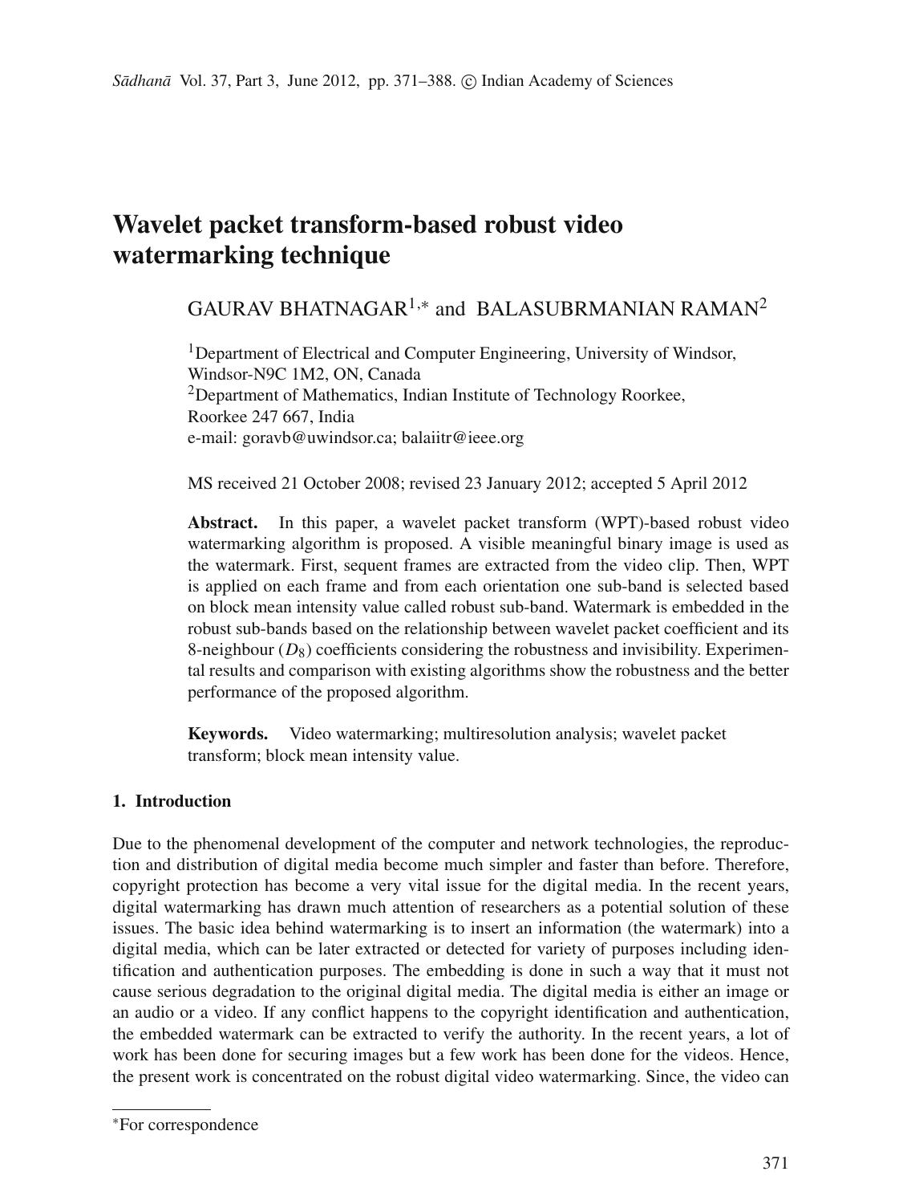# Wavelet packet transform-based robust video watermarking technique

GAURAV BHATNAGAR[1,*] and BALASUBRMANIAN RAMAN[2]

[1]Department of Electrical and Computer Engineering, University of Windsor, Windsor-N9C 1M2, ON, Canada
[2]Department of Mathematics, Indian Institute of Technology Roorkee, Roorkee 247 667, India
e-mail: goravb@uwindsor.ca; balaiitr@ieee.org

MS received 21 October 2008; revised 23 January 2012; accepted 5 April 2012

**Abstract.** In this paper, a wavelet packet transform (WPT)-based robust video watermarking algorithm is proposed. A visible meaningful binary image is used as the watermark. First, sequent frames are extracted from the video clip. Then, WPT is applied on each frame and from each orientation one sub-band is selected based on block mean intensity value called robust sub-band. Watermark is embedded in the robust sub-bands based on the relationship between wavelet packet coefficient and its 8-neighbour ($D_8$) coefficients considering the robustness and invisibility. Experimental results and comparison with existing algorithms show the robustness and the better performance of the proposed algorithm.

**Keywords.** Video watermarking; multiresolution analysis; wavelet packet transform; block mean intensity value.

## 1. Introduction

Due to the phenomenal development of the computer and network technologies, the reproduction and distribution of digital media become much simpler and faster than before. Therefore, copyright protection has become a very vital issue for the digital media. In the recent years, digital watermarking has drawn much attention of researchers as a potential solution of these issues. The basic idea behind watermarking is to insert an information (the watermark) into a digital media, which can be later extracted or detected for variety of purposes including identification and authentication purposes. The embedding is done in such a way that it must not cause serious degradation to the original digital media. The digital media is either an image or an audio or a video. If any conflict happens to the copyright identification and authentication, the embedded watermark can be extracted to verify the authority. In the recent years, a lot of work has been done for securing images but a few work has been done for the videos. Hence, the present work is concentrated on the robust digital video watermarking. Since, the video can

*For correspondence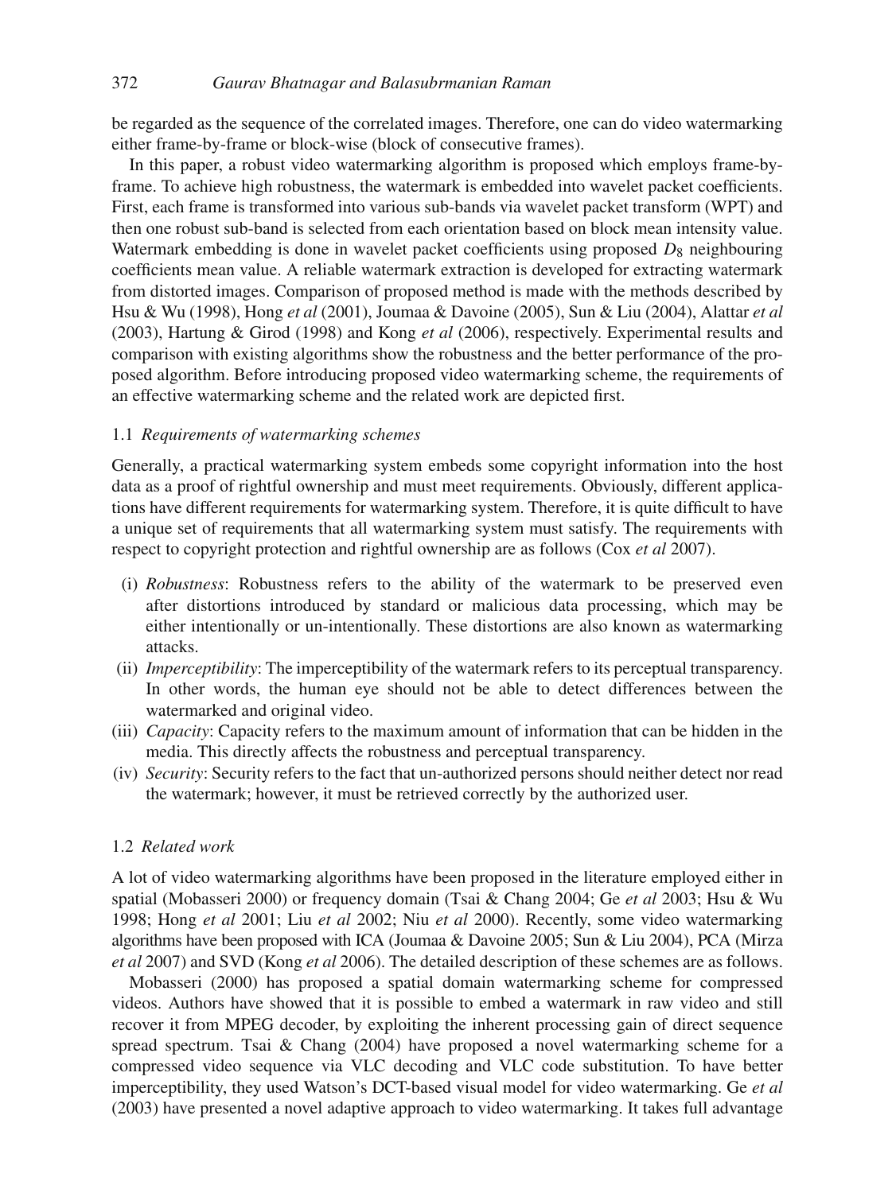be regarded as the sequence of the correlated images. Therefore, one can do video watermarking either frame-by-frame or block-wise (block of consecutive frames).

In this paper, a robust video watermarking algorithm is proposed which employs frame-by-frame. To achieve high robustness, the watermark is embedded into wavelet packet coefficients. First, each frame is transformed into various sub-bands via wavelet packet transform (WPT) and then one robust sub-band is selected from each orientation based on block mean intensity value. Watermark embedding is done in wavelet packet coefficients using proposed $D_8$ neighbouring coefficients mean value. A reliable watermark extraction is developed for extracting watermark from distorted images. Comparison of proposed method is made with the methods described by Hsu & Wu (1998), Hong *et al* (2001), Joumaa & Davoine (2005), Sun & Liu (2004), Alattar *et al* (2003), Hartung & Girod (1998) and Kong *et al* (2006), respectively. Experimental results and comparison with existing algorithms show the robustness and the better performance of the proposed algorithm. Before introducing proposed video watermarking scheme, the requirements of an effective watermarking scheme and the related work are depicted first.

### 1.1 *Requirements of watermarking schemes*

Generally, a practical watermarking system embeds some copyright information into the host data as a proof of rightful ownership and must meet requirements. Obviously, different applications have different requirements for watermarking system. Therefore, it is quite difficult to have a unique set of requirements that all watermarking system must satisfy. The requirements with respect to copyright protection and rightful ownership are as follows (Cox *et al* 2007).

- (i) *Robustness*: Robustness refers to the ability of the watermark to be preserved even after distortions introduced by standard or malicious data processing, which may be either intentionally or un-intentionally. These distortions are also known as watermarking attacks.
- (ii) *Imperceptibility*: The imperceptibility of the watermark refers to its perceptual transparency. In other words, the human eye should not be able to detect differences between the watermarked and original video.
- (iii) *Capacity*: Capacity refers to the maximum amount of information that can be hidden in the media. This directly affects the robustness and perceptual transparency.
- (iv) *Security*: Security refers to the fact that un-authorized persons should neither detect nor read the watermark; however, it must be retrieved correctly by the authorized user.

### 1.2 *Related work*

A lot of video watermarking algorithms have been proposed in the literature employed either in spatial (Mobasseri 2000) or frequency domain (Tsai & Chang 2004; Ge *et al* 2003; Hsu & Wu 1998; Hong *et al* 2001; Liu *et al* 2002; Niu *et al* 2000). Recently, some video watermarking algorithms have been proposed with ICA (Joumaa & Davoine 2005; Sun & Liu 2004), PCA (Mirza *et al* 2007) and SVD (Kong *et al* 2006). The detailed description of these schemes are as follows.

Mobasseri (2000) has proposed a spatial domain watermarking scheme for compressed videos. Authors have showed that it is possible to embed a watermark in raw video and still recover it from MPEG decoder, by exploiting the inherent processing gain of direct sequence spread spectrum. Tsai & Chang (2004) have proposed a novel watermarking scheme for a compressed video sequence via VLC decoding and VLC code substitution. To have better imperceptibility, they used Watson's DCT-based visual model for video watermarking. Ge *et al* (2003) have presented a novel adaptive approach to video watermarking. It takes full advantage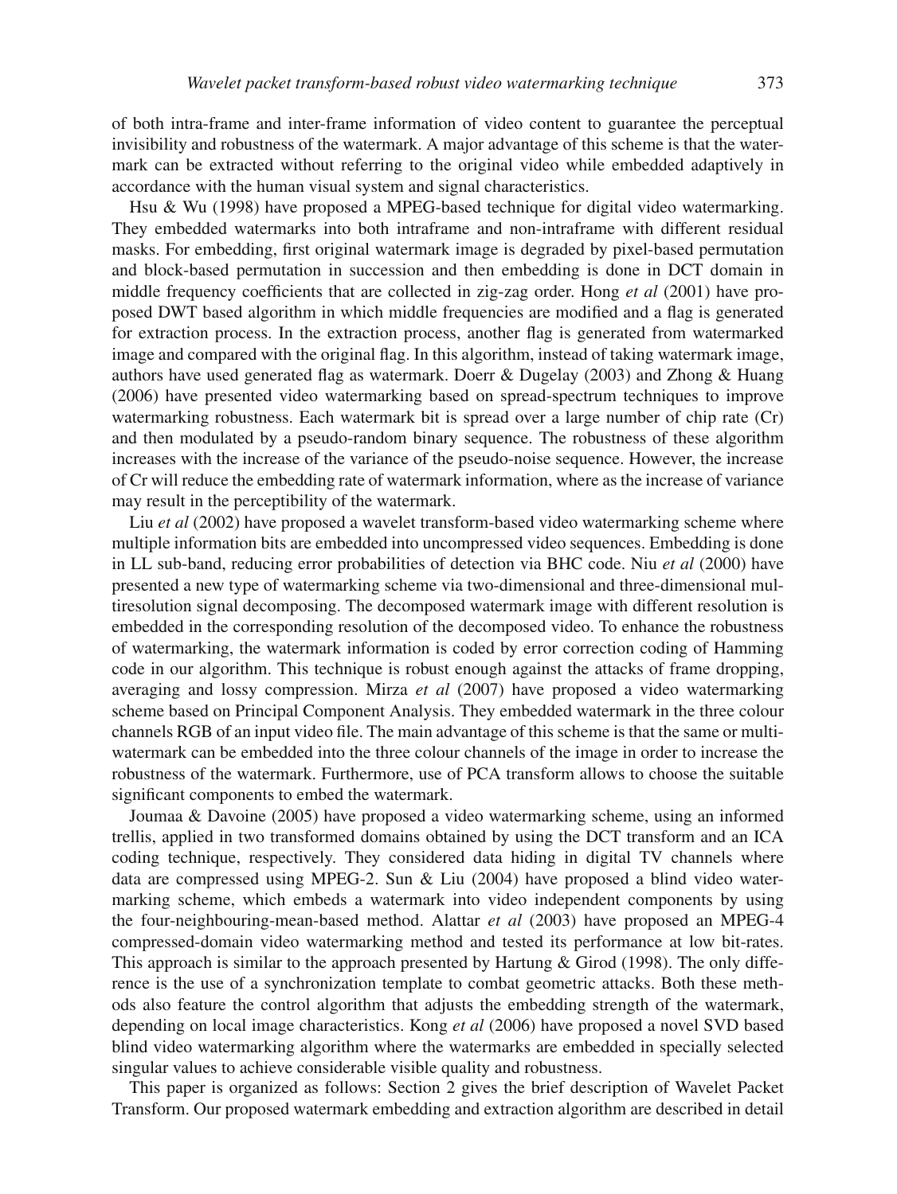of both intra-frame and inter-frame information of video content to guarantee the perceptual invisibility and robustness of the watermark. A major advantage of this scheme is that the watermark can be extracted without referring to the original video while embedded adaptively in accordance with the human visual system and signal characteristics.

Hsu & Wu (1998) have proposed a MPEG-based technique for digital video watermarking. They embedded watermarks into both intraframe and non-intraframe with different residual masks. For embedding, first original watermark image is degraded by pixel-based permutation and block-based permutation in succession and then embedding is done in DCT domain in middle frequency coefficients that are collected in zig-zag order. Hong *et al* (2001) have proposed DWT based algorithm in which middle frequencies are modified and a flag is generated for extraction process. In the extraction process, another flag is generated from watermarked image and compared with the original flag. In this algorithm, instead of taking watermark image, authors have used generated flag as watermark. Doerr & Dugelay (2003) and Zhong & Huang (2006) have presented video watermarking based on spread-spectrum techniques to improve watermarking robustness. Each watermark bit is spread over a large number of chip rate (Cr) and then modulated by a pseudo-random binary sequence. The robustness of these algorithm increases with the increase of the variance of the pseudo-noise sequence. However, the increase of Cr will reduce the embedding rate of watermark information, where as the increase of variance may result in the perceptibility of the watermark.

Liu *et al* (2002) have proposed a wavelet transform-based video watermarking scheme where multiple information bits are embedded into uncompressed video sequences. Embedding is done in LL sub-band, reducing error probabilities of detection via BHC code. Niu *et al* (2000) have presented a new type of watermarking scheme via two-dimensional and three-dimensional multiresolution signal decomposing. The decomposed watermark image with different resolution is embedded in the corresponding resolution of the decomposed video. To enhance the robustness of watermarking, the watermark information is coded by error correction coding of Hamming code in our algorithm. This technique is robust enough against the attacks of frame dropping, averaging and lossy compression. Mirza *et al* (2007) have proposed a video watermarking scheme based on Principal Component Analysis. They embedded watermark in the three colour channels RGB of an input video file. The main advantage of this scheme is that the same or multi-watermark can be embedded into the three colour channels of the image in order to increase the robustness of the watermark. Furthermore, use of PCA transform allows to choose the suitable significant components to embed the watermark.

Joumaa & Davoine (2005) have proposed a video watermarking scheme, using an informed trellis, applied in two transformed domains obtained by using the DCT transform and an ICA coding technique, respectively. They considered data hiding in digital TV channels where data are compressed using MPEG-2. Sun & Liu (2004) have proposed a blind video watermarking scheme, which embeds a watermark into video independent components by using the four-neighbouring-mean-based method. Alattar *et al* (2003) have proposed an MPEG-4 compressed-domain video watermarking method and tested its performance at low bit-rates. This approach is similar to the approach presented by Hartung & Girod (1998). The only difference is the use of a synchronization template to combat geometric attacks. Both these methods also feature the control algorithm that adjusts the embedding strength of the watermark, depending on local image characteristics. Kong *et al* (2006) have proposed a novel SVD based blind video watermarking algorithm where the watermarks are embedded in specially selected singular values to achieve considerable visible quality and robustness.

This paper is organized as follows: Section 2 gives the brief description of Wavelet Packet Transform. Our proposed watermark embedding and extraction algorithm are described in detail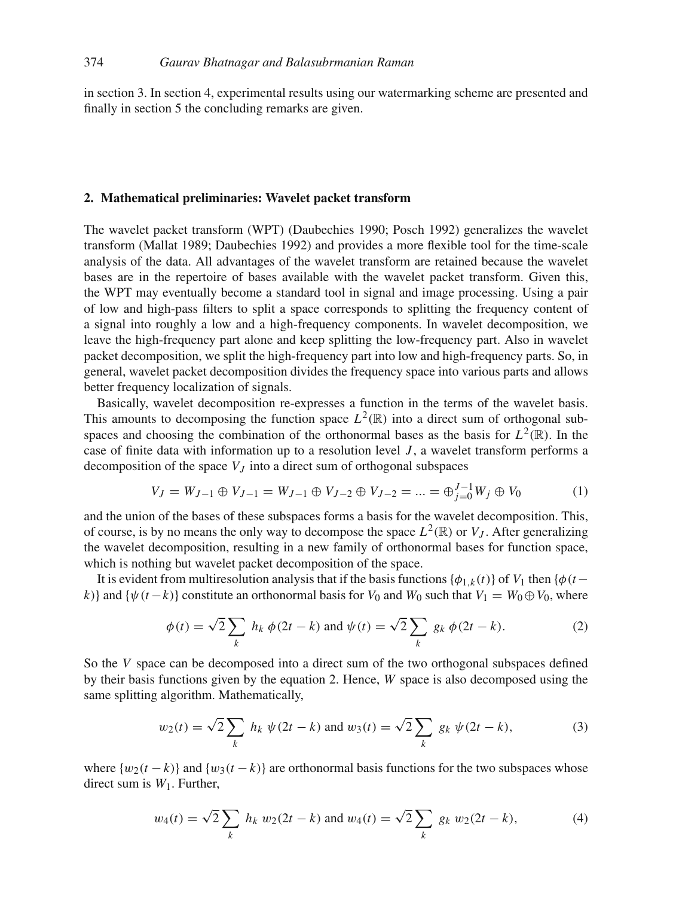in section 3. In section 4, experimental results using our watermarking scheme are presented and finally in section 5 the concluding remarks are given.

## 2. Mathematical preliminaries: Wavelet packet transform

The wavelet packet transform (WPT) (Daubechies 1990; Posch 1992) generalizes the wavelet transform (Mallat 1989; Daubechies 1992) and provides a more flexible tool for the time-scale analysis of the data. All advantages of the wavelet transform are retained because the wavelet bases are in the repertoire of bases available with the wavelet packet transform. Given this, the WPT may eventually become a standard tool in signal and image processing. Using a pair of low and high-pass filters to split a space corresponds to splitting the frequency content of a signal into roughly a low and a high-frequency components. In wavelet decomposition, we leave the high-frequency part alone and keep splitting the low-frequency part. Also in wavelet packet decomposition, we split the high-frequency part into low and high-frequency parts. So, in general, wavelet packet decomposition divides the frequency space into various parts and allows better frequency localization of signals.

Basically, wavelet decomposition re-expresses a function in the terms of the wavelet basis. This amounts to decomposing the function space $L^2(\mathbb{R})$ into a direct sum of orthogonal subspaces and choosing the combination of the orthonormal bases as the basis for $L^2(\mathbb{R})$. In the case of finite data with information up to a resolution level $J$, a wavelet transform performs a decomposition of the space $V_J$ into a direct sum of orthogonal subspaces

$$V_J = W_{J-1} \oplus V_{J-1} = W_{J-1} \oplus V_{J-2} \oplus V_{J-2} = \ldots = \oplus_{j=0}^{J-1} W_j \oplus V_0 \tag{1}$$

and the union of the bases of these subspaces forms a basis for the wavelet decomposition. This, of course, is by no means the only way to decompose the space $L^2(\mathbb{R})$ or $V_J$. After generalizing the wavelet decomposition, resulting in a new family of orthonormal bases for function space, which is nothing but wavelet packet decomposition of the space.

It is evident from multiresolution analysis that if the basis functions $\{\phi_{1,k}(t)\}$ of $V_1$ then $\{\phi(t-k)\}$ and $\{\psi(t-k)\}$ constitute an orthonormal basis for $V_0$ and $W_0$ such that $V_1 = W_0 \oplus V_0$, where

$$\phi(t) = \sqrt{2}\sum_k h_k\, \phi(2t-k) \text{ and } \psi(t) = \sqrt{2}\sum_k g_k\, \phi(2t-k). \tag{2}$$

So the $V$ space can be decomposed into a direct sum of the two orthogonal subspaces defined by their basis functions given by the equation 2. Hence, $W$ space is also decomposed using the same splitting algorithm. Mathematically,

$$w_2(t) = \sqrt{2}\sum_k h_k\, \psi(2t-k) \text{ and } w_3(t) = \sqrt{2}\sum_k g_k\, \psi(2t-k), \tag{3}$$

where $\{w_2(t-k)\}$ and $\{w_3(t-k)\}$ are orthonormal basis functions for the two subspaces whose direct sum is $W_1$. Further,

$$w_4(t) = \sqrt{2}\sum_k h_k\, w_2(2t-k) \text{ and } w_4(t) = \sqrt{2}\sum_k g_k\, w_2(2t-k), \tag{4}$$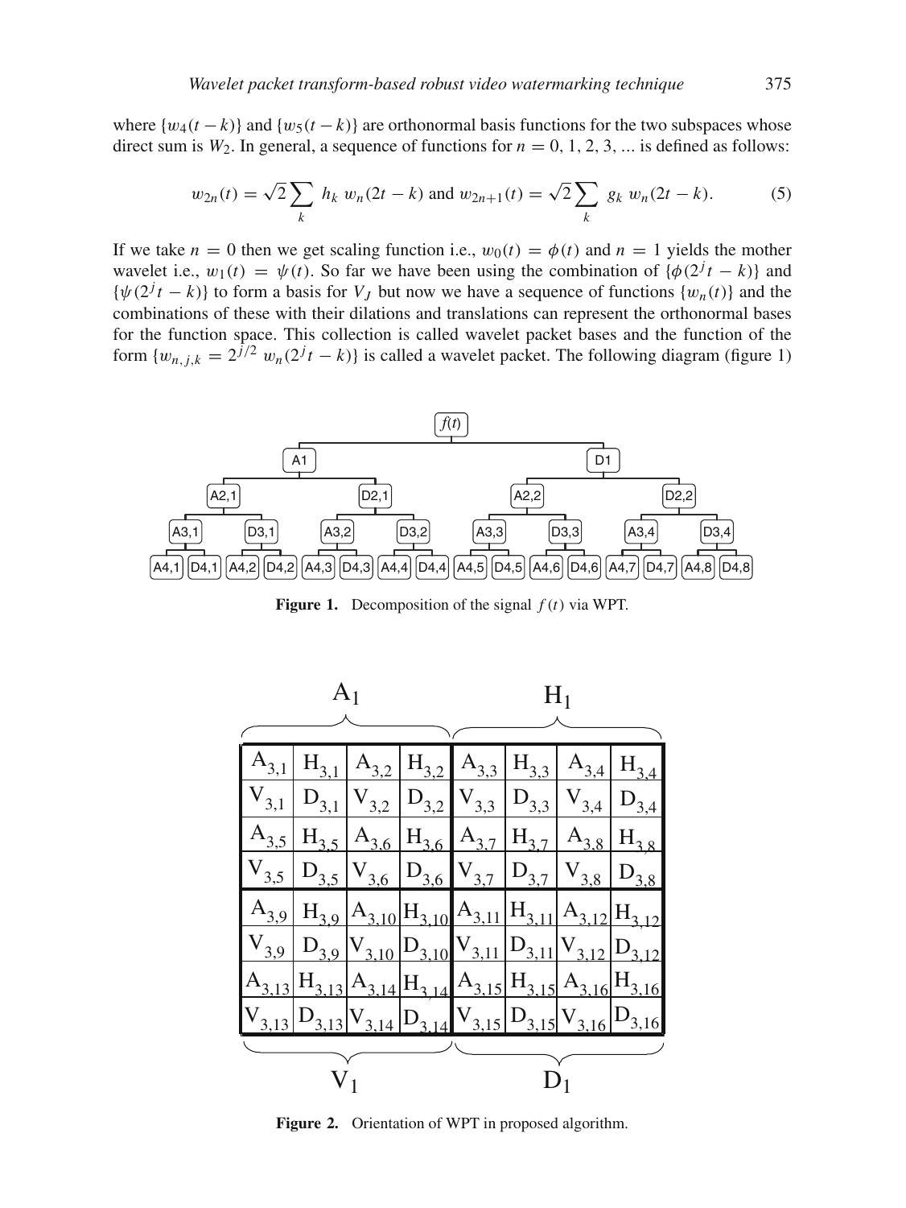where $\{w_4(t-k)\}$ and $\{w_5(t-k)\}$ are orthonormal basis functions for the two subspaces whose direct sum is $W_2$. In general, a sequence of functions for $n = 0, 1, 2, 3, \ldots$ is defined as follows:

$$w_{2n}(t) = \sqrt{2}\sum_{k} h_k\, w_n(2t-k) \text{ and } w_{2n+1}(t) = \sqrt{2}\sum_{k} g_k\, w_n(2t-k). \tag{5}$$

If we take $n = 0$ then we get scaling function i.e., $w_0(t) = \phi(t)$ and $n = 1$ yields the mother wavelet i.e., $w_1(t) = \psi(t)$. So far we have been using the combination of $\{\phi(2^j t - k)\}$ and $\{\psi(2^j t - k)\}$ to form a basis for $V_J$ but now we have a sequence of functions $\{w_n(t)\}$ and the combinations of these with their dilations and translations can represent the orthonormal bases for the function space. This collection is called wavelet packet bases and the function of the form $\{w_{n,j,k} = 2^{j/2}\, w_n(2^j t - k)\}$ is called a wavelet packet. The following diagram (figure 1)

**Figure 1.** Decomposition of the signal $f(t)$ via WPT.

**Figure 2.** Orientation of WPT in proposed algorithm.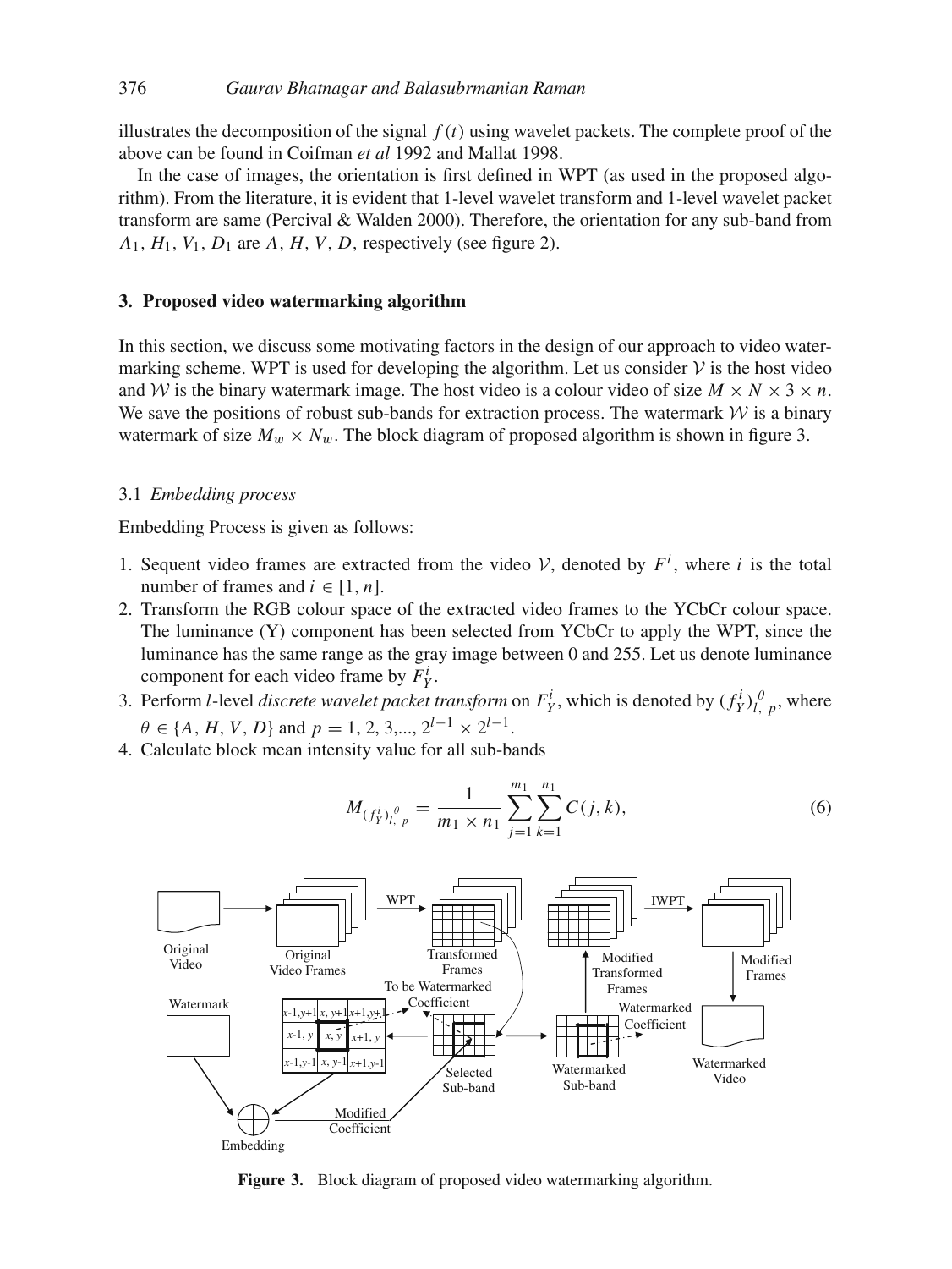illustrates the decomposition of the signal $f(t)$ using wavelet packets. The complete proof of the above can be found in Coifman *et al* 1992 and Mallat 1998.

In the case of images, the orientation is first defined in WPT (as used in the proposed algorithm). From the literature, it is evident that 1-level wavelet transform and 1-level wavelet packet transform are same (Percival & Walden 2000). Therefore, the orientation for any sub-band from $A_1, H_1, V_1, D_1$ are $A, H, V, D,$ respectively (see figure 2).

## 3. Proposed video watermarking algorithm

In this section, we discuss some motivating factors in the design of our approach to video watermarking scheme. WPT is used for developing the algorithm. Let us consider $\mathcal{V}$ is the host video and $\mathcal{W}$ is the binary watermark image. The host video is a colour video of size $M \times N \times 3 \times n$. We save the positions of robust sub-bands for extraction process. The watermark $\mathcal{W}$ is a binary watermark of size $M_w \times N_w$. The block diagram of proposed algorithm is shown in figure 3.

### 3.1 *Embedding process*

Embedding Process is given as follows:

1. Sequent video frames are extracted from the video $\mathcal{V}$, denoted by $F^i$, where $i$ is the total number of frames and $i \in [1, n]$.
2. Transform the RGB colour space of the extracted video frames to the YCbCr colour space. The luminance (Y) component has been selected from YCbCr to apply the WPT, since the luminance has the same range as the gray image between 0 and 255. Let us denote luminance component for each video frame by $F_Y^i$.
3. Perform $l$-level *discrete wavelet packet transform* on $F_Y^i$, which is denoted by $(f_Y^i)_{l,\ p}^{\theta}$, where $\theta \in \{A, H, V, D\}$ and $p = 1, 2, 3, ..., 2^{l-1} \times 2^{l-1}$.
4. Calculate block mean intensity value for all sub-bands

$$M_{(f_Y^i)_{l,\ p}^{\theta}} = \frac{1}{m_1 \times n_1} \sum_{j=1}^{m_1} \sum_{k=1}^{n_1} C(j, k), \tag{6}$$

**Figure 3.** Block diagram of proposed video watermarking algorithm.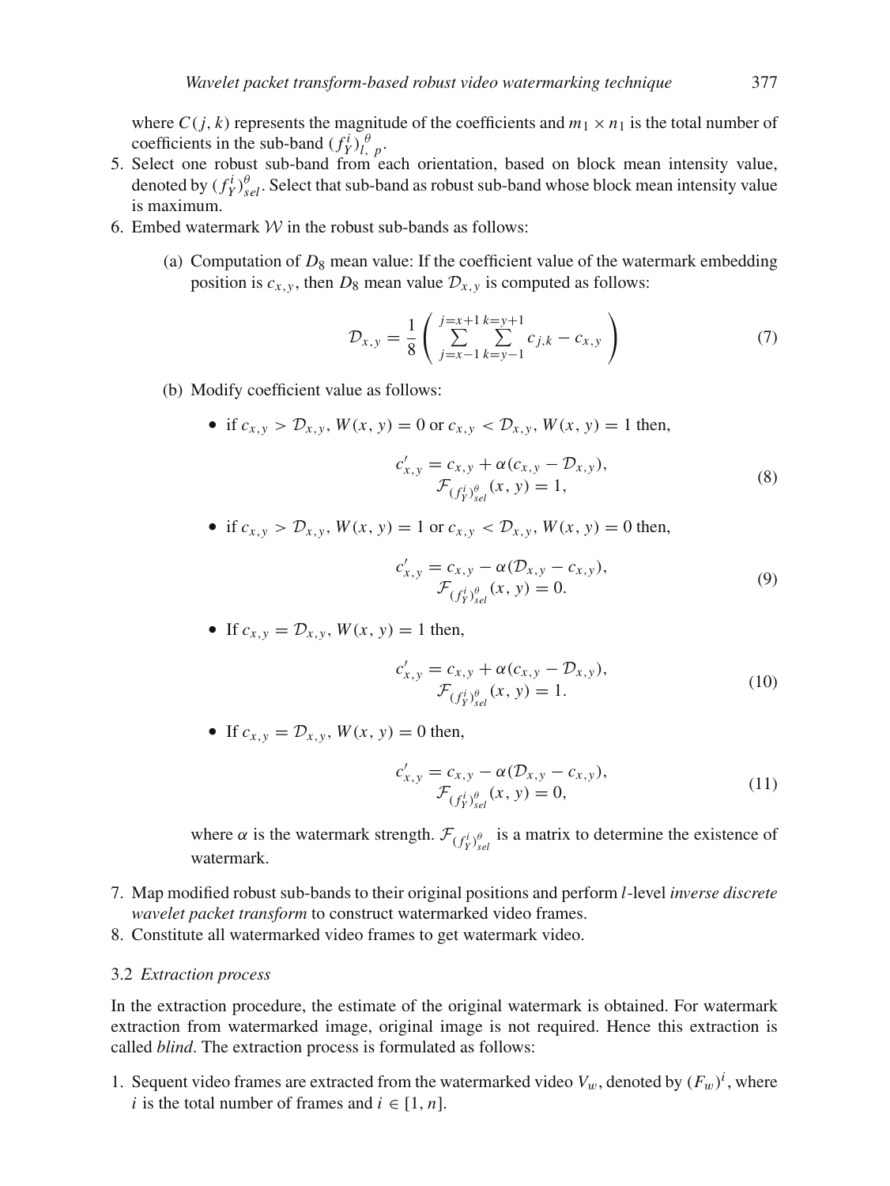where $C(j, k)$ represents the magnitude of the coefficients and $m_1 \times n_1$ is the total number of coefficients in the sub-band $(f_Y^i)_{l,\ p}^{\theta}$.

5. Select one robust sub-band from each orientation, based on block mean intensity value, denoted by $(f_Y^i)_{sel}^{\theta}$. Select that sub-band as robust sub-band whose block mean intensity value is maximum.
6. Embed watermark $\mathcal{W}$ in the robust sub-bands as follows:

   (a) Computation of $D_8$ mean value: If the coefficient value of the watermark embedding position is $c_{x,y}$, then $D_8$ mean value $\mathcal{D}_{x,y}$ is computed as follows:

   $$\mathcal{D}_{x,y} = \frac{1}{8}\left(\sum_{j=x-1}^{j=x+1}\sum_{k=y-1}^{k=y+1} c_{j,k} - c_{x,y}\right) \tag{7}$$

   (b) Modify coefficient value as follows:

   - if $c_{x,y} > \mathcal{D}_{x,y}$, $W(x, y) = 0$ or $c_{x,y} < \mathcal{D}_{x,y}$, $W(x, y) = 1$ then,

   $$\begin{aligned} c'_{x,y} &= c_{x,y} + \alpha(c_{x,y} - \mathcal{D}_{x,y}), \\ \mathcal{F}_{(f_Y^i)_{sel}^{\theta}}(x, y) &= 1, \end{aligned} \tag{8}$$

   - if $c_{x,y} > \mathcal{D}_{x,y}$, $W(x, y) = 1$ or $c_{x,y} < \mathcal{D}_{x,y}$, $W(x, y) = 0$ then,

   $$\begin{aligned} c'_{x,y} &= c_{x,y} - \alpha(\mathcal{D}_{x,y} - c_{x,y}), \\ \mathcal{F}_{(f_Y^i)_{sel}^{\theta}}(x, y) &= 0. \end{aligned} \tag{9}$$

   - If $c_{x,y} = \mathcal{D}_{x,y}$, $W(x, y) = 1$ then,

   $$\begin{aligned} c'_{x,y} &= c_{x,y} + \alpha(c_{x,y} - \mathcal{D}_{x,y}), \\ \mathcal{F}_{(f_Y^i)_{sel}^{\theta}}(x, y) &= 1. \end{aligned} \tag{10}$$

   - If $c_{x,y} = \mathcal{D}_{x,y}$, $W(x, y) = 0$ then,

   $$\begin{aligned} c'_{x,y} &= c_{x,y} - \alpha(\mathcal{D}_{x,y} - c_{x,y}), \\ \mathcal{F}_{(f_Y^i)_{sel}^{\theta}}(x, y) &= 0, \end{aligned} \tag{11}$$

   where $\alpha$ is the watermark strength. $\mathcal{F}_{(f_Y^i)_{sel}^{\theta}}$ is a matrix to determine the existence of watermark.

7. Map modified robust sub-bands to their original positions and perform $l$-level *inverse discrete wavelet packet transform* to construct watermarked video frames.
8. Constitute all watermarked video frames to get watermark video.

### 3.2 *Extraction process*

In the extraction procedure, the estimate of the original watermark is obtained. For watermark extraction from watermarked image, original image is not required. Hence this extraction is called *blind*. The extraction process is formulated as follows:

1. Sequent video frames are extracted from the watermarked video $V_w$, denoted by $(F_w)^i$, where $i$ is the total number of frames and $i \in [1, n]$.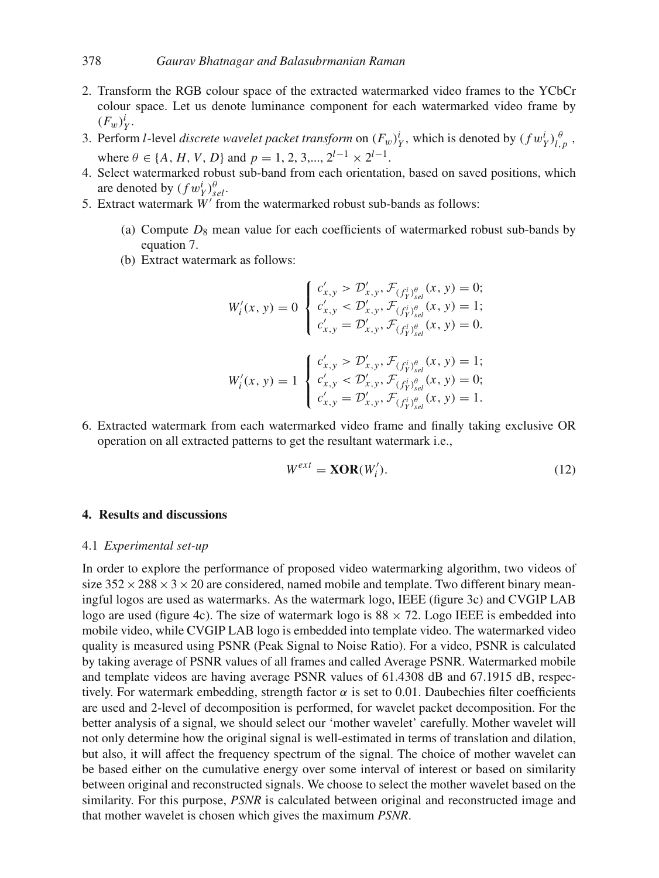2. Transform the RGB colour space of the extracted watermarked video frames to the YCbCr colour space. Let us denote luminance component for each watermarked video frame by $(F_w)_Y^i$.
3. Perform $l$-level *discrete wavelet packet transform* on $(F_w)_Y^i$, which is denoted by $(fw_Y^i)_{l,p}^{\theta}$, where $\theta \in \{A, H, V, D\}$ and $p = 1, 2, 3, ..., 2^{l-1} \times 2^{l-1}$.
4. Select watermarked robust sub-band from each orientation, based on saved positions, which are denoted by $(fw_Y^i)_{sel}^{\theta}$.
5. Extract watermark $W'$ from the watermarked robust sub-bands as follows:
   (a) Compute $D_8$ mean value for each coefficients of watermarked robust sub-bands by equation 7.
   (b) Extract watermark as follows:

$$W_i'(x, y) = 0 \begin{cases} c_{x,y}' > \mathcal{D}_{x,y}', \mathcal{F}_{(f_Y^i)_{sel}^{\theta}}(x, y) = 0; \\ c_{x,y}' < \mathcal{D}_{x,y}', \mathcal{F}_{(f_Y^i)_{sel}^{\theta}}(x, y) = 1; \\ c_{x,y}' = \mathcal{D}_{x,y}', \mathcal{F}_{(f_Y^i)_{sel}^{\theta}}(x, y) = 0. \end{cases}$$

$$W_i'(x, y) = 1 \begin{cases} c_{x,y}' > \mathcal{D}_{x,y}', \mathcal{F}_{(f_Y^i)_{sel}^{\theta}}(x, y) = 1; \\ c_{x,y}' < \mathcal{D}_{x,y}', \mathcal{F}_{(f_Y^i)_{sel}^{\theta}}(x, y) = 0; \\ c_{x,y}' = \mathcal{D}_{x,y}', \mathcal{F}_{(f_Y^i)_{sel}^{\theta}}(x, y) = 1. \end{cases}$$

6. Extracted watermark from each watermarked video frame and finally taking exclusive OR operation on all extracted patterns to get the resultant watermark i.e.,

$$W^{ext} = \mathbf{XOR}(W_i'). \tag{12}$$

## 4. Results and discussions

### 4.1 *Experimental set-up*

In order to explore the performance of proposed video watermarking algorithm, two videos of size $352 \times 288 \times 3 \times 20$ are considered, named mobile and template. Two different binary meaningful logos are used as watermarks. As the watermark logo, IEEE (figure 3c) and CVGIP LAB logo are used (figure 4c). The size of watermark logo is $88 \times 72$. Logo IEEE is embedded into mobile video, while CVGIP LAB logo is embedded into template video. The watermarked video quality is measured using PSNR (Peak Signal to Noise Ratio). For a video, PSNR is calculated by taking average of PSNR values of all frames and called Average PSNR. Watermarked mobile and template videos are having average PSNR values of 61.4308 dB and 67.1915 dB, respectively. For watermark embedding, strength factor $\alpha$ is set to 0.01. Daubechies filter coefficients are used and 2-level of decomposition is performed, for wavelet packet decomposition. For the better analysis of a signal, we should select our 'mother wavelet' carefully. Mother wavelet will not only determine how the original signal is well-estimated in terms of translation and dilation, but also, it will affect the frequency spectrum of the signal. The choice of mother wavelet can be based either on the cumulative energy over some interval of interest or based on similarity between original and reconstructed signals. We choose to select the mother wavelet based on the similarity. For this purpose, *PSNR* is calculated between original and reconstructed image and that mother wavelet is chosen which gives the maximum *PSNR*.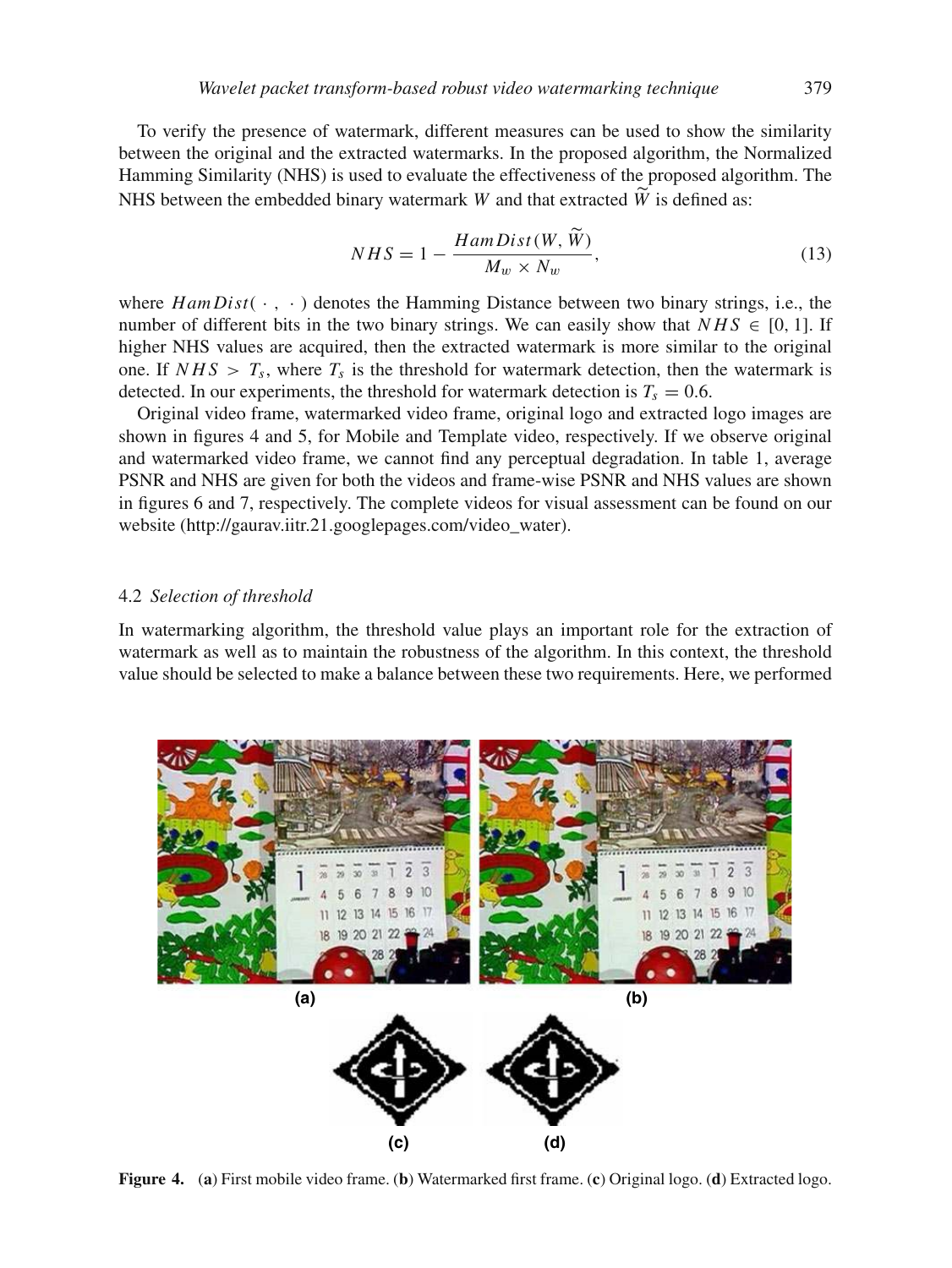To verify the presence of watermark, different measures can be used to show the similarity between the original and the extracted watermarks. In the proposed algorithm, the Normalized Hamming Similarity (NHS) is used to evaluate the effectiveness of the proposed algorithm. The NHS between the embedded binary watermark $W$ and that extracted $\widetilde{W}$ is defined as:

$$NHS = 1 - \frac{HamDist(W, \widetilde{W})}{M_w \times N_w}, \tag{13}$$

where $HamDist(\cdot, \cdot)$ denotes the Hamming Distance between two binary strings, i.e., the number of different bits in the two binary strings. We can easily show that $NHS \in [0, 1]$. If higher NHS values are acquired, then the extracted watermark is more similar to the original one. If $NHS > T_s$, where $T_s$ is the threshold for watermark detection, then the watermark is detected. In our experiments, the threshold for watermark detection is $T_s = 0.6$.

Original video frame, watermarked video frame, original logo and extracted logo images are shown in figures 4 and 5, for Mobile and Template video, respectively. If we observe original and watermarked video frame, we cannot find any perceptual degradation. In table 1, average PSNR and NHS are given for both the videos and frame-wise PSNR and NHS values are shown in figures 6 and 7, respectively. The complete videos for visual assessment can be found on our website (http://gaurav.iitr.21.googlepages.com/video_water).

### 4.2 *Selection of threshold*

In watermarking algorithm, the threshold value plays an important role for the extraction of watermark as well as to maintain the robustness of the algorithm. In this context, the threshold value should be selected to make a balance between these two requirements. Here, we performed

**Figure 4.** (**a**) First mobile video frame. (**b**) Watermarked first frame. (**c**) Original logo. (**d**) Extracted logo.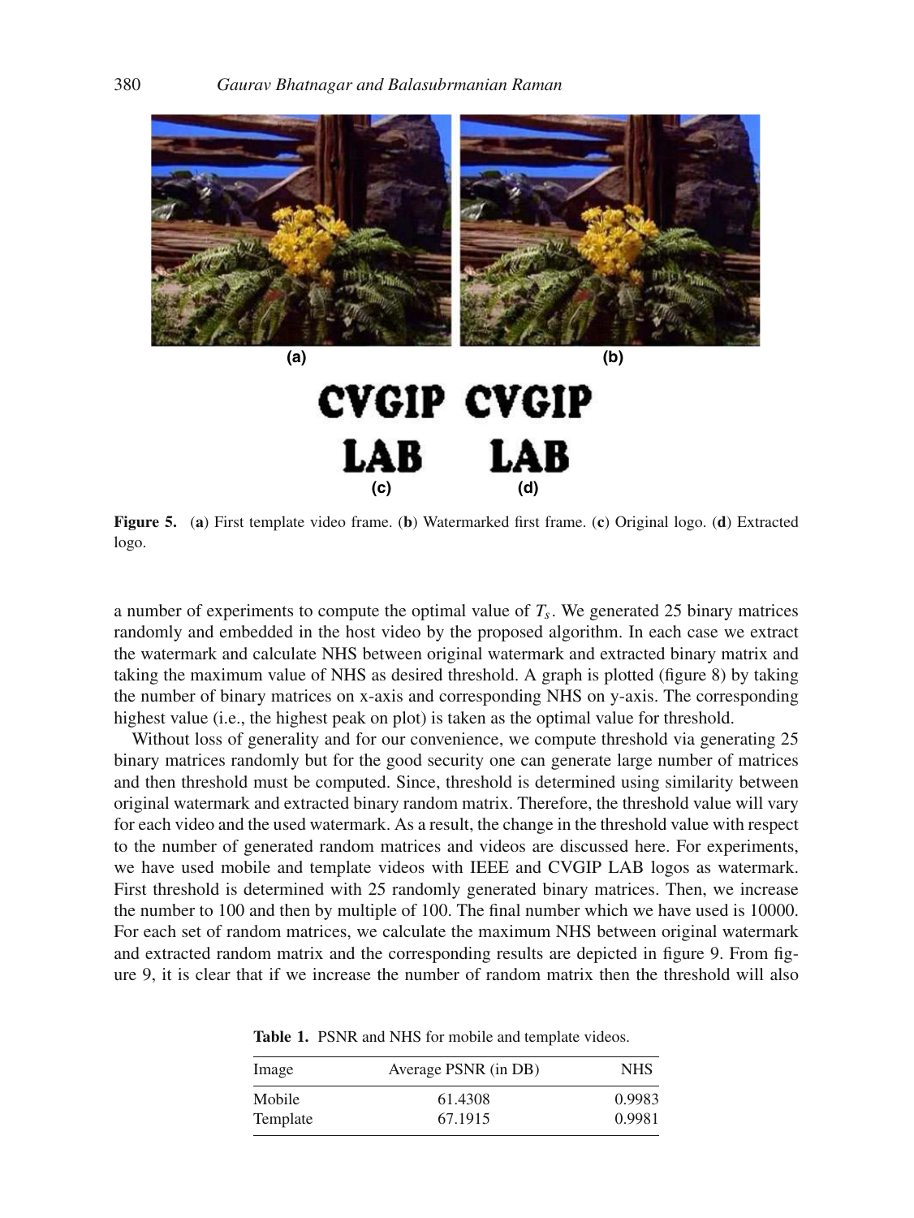**Figure 5.** (**a**) First template video frame. (**b**) Watermarked first frame. (**c**) Original logo. (**d**) Extracted logo.

a number of experiments to compute the optimal value of $T_s$. We generated 25 binary matrices randomly and embedded in the host video by the proposed algorithm. In each case we extract the watermark and calculate NHS between original watermark and extracted binary matrix and taking the maximum value of NHS as desired threshold. A graph is plotted (figure 8) by taking the number of binary matrices on x-axis and corresponding NHS on y-axis. The corresponding highest value (i.e., the highest peak on plot) is taken as the optimal value for threshold.

Without loss of generality and for our convenience, we compute threshold via generating 25 binary matrices randomly but for the good security one can generate large number of matrices and then threshold must be computed. Since, threshold is determined using similarity between original watermark and extracted binary random matrix. Therefore, the threshold value will vary for each video and the used watermark. As a result, the change in the threshold value with respect to the number of generated random matrices and videos are discussed here. For experiments, we have used mobile and template videos with IEEE and CVGIP LAB logos as watermark. First threshold is determined with 25 randomly generated binary matrices. Then, we increase the number to 100 and then by multiple of 100. The final number which we have used is 10000. For each set of random matrices, we calculate the maximum NHS between original watermark and extracted random matrix and the corresponding results are depicted in figure 9. From figure 9, it is clear that if we increase the number of random matrix then the threshold will also

**Table 1.** PSNR and NHS for mobile and template videos.

| Image | Average PSNR (in DB) | NHS |
|---|---|---|
| Mobile | 61.4308 | 0.9983 |
| Template | 67.1915 | 0.9981 |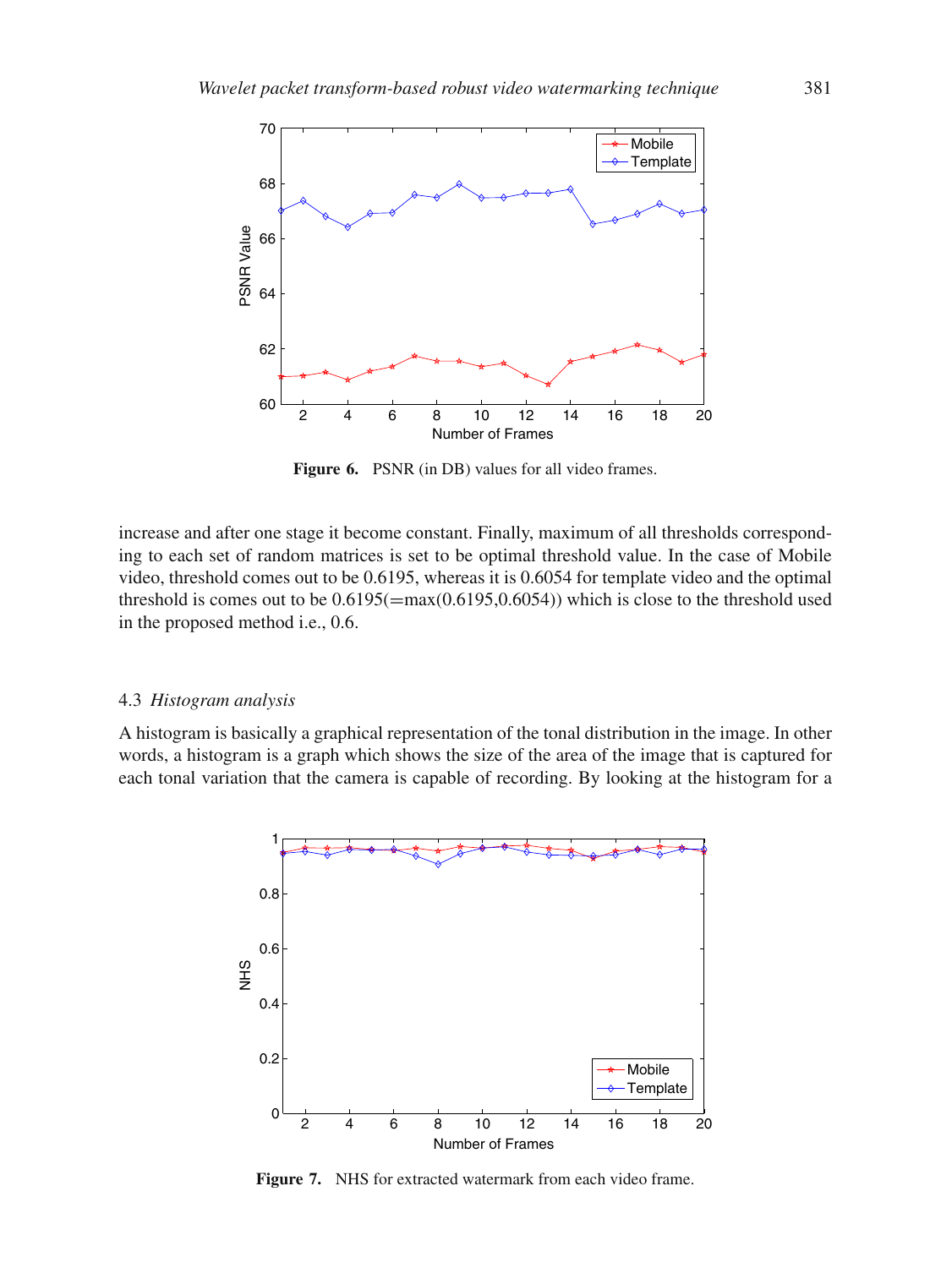Figure 6. PSNR (in DB) values for all video frames.

increase and after one stage it become constant. Finally, maximum of all thresholds corresponding to each set of random matrices is set to be optimal threshold value. In the case of Mobile video, threshold comes out to be 0.6195, whereas it is 0.6054 for template video and the optimal threshold is comes out to be 0.6195(=max(0.6195,0.6054)) which is close to the threshold used in the proposed method i.e., 0.6.

### 4.3 *Histogram analysis*

A histogram is basically a graphical representation of the tonal distribution in the image. In other words, a histogram is a graph which shows the size of the area of the image that is captured for each tonal variation that the camera is capable of recording. By looking at the histogram for a

Figure 7. NHS for extracted watermark from each video frame.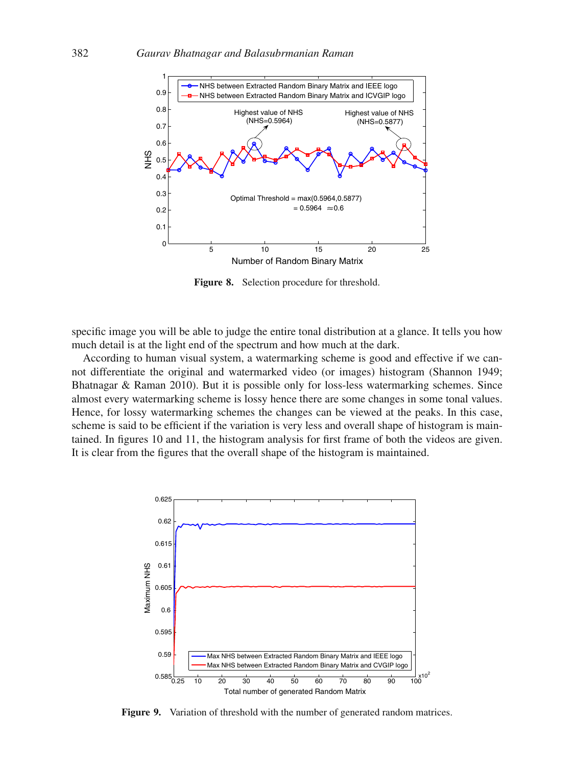Figure 8. Selection procedure for threshold.

specific image you will be able to judge the entire tonal distribution at a glance. It tells you how much detail is at the light end of the spectrum and how much at the dark.

According to human visual system, a watermarking scheme is good and effective if we cannot differentiate the original and watermarked video (or images) histogram (Shannon 1949; Bhatnagar & Raman 2010). But it is possible only for loss-less watermarking schemes. Since almost every watermarking scheme is lossy hence there are some changes in some tonal values. Hence, for lossy watermarking schemes the changes can be viewed at the peaks. In this case, scheme is said to be efficient if the variation is very less and overall shape of histogram is maintained. In figures 10 and 11, the histogram analysis for first frame of both the videos are given. It is clear from the figures that the overall shape of the histogram is maintained.

Figure 9. Variation of threshold with the number of generated random matrices.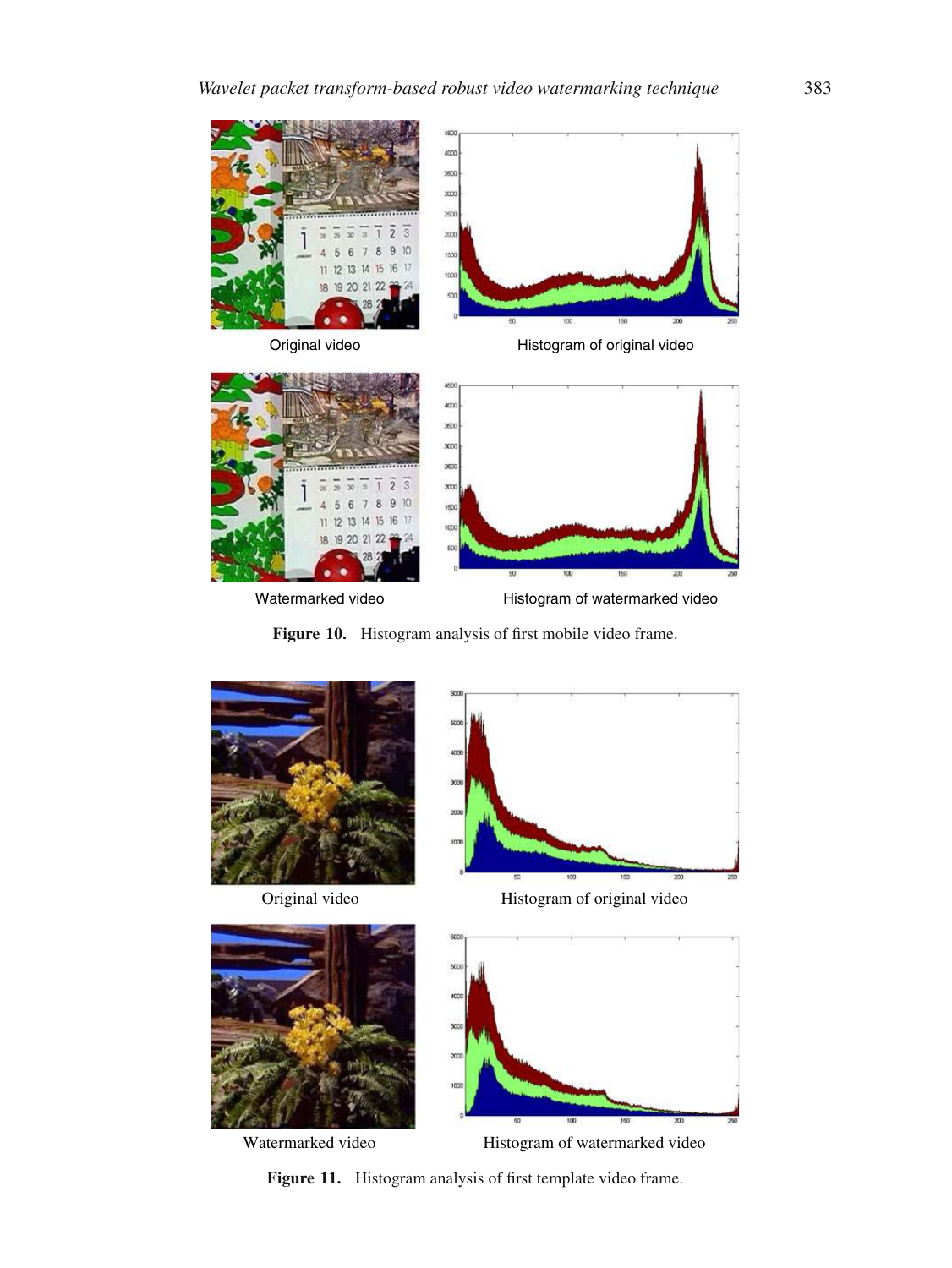Original video

Histogram of original video

Watermarked video

Histogram of watermarked video

**Figure 10.** Histogram analysis of first mobile video frame.

Original video

Histogram of original video

Watermarked video

Histogram of watermarked video

**Figure 11.** Histogram analysis of first template video frame.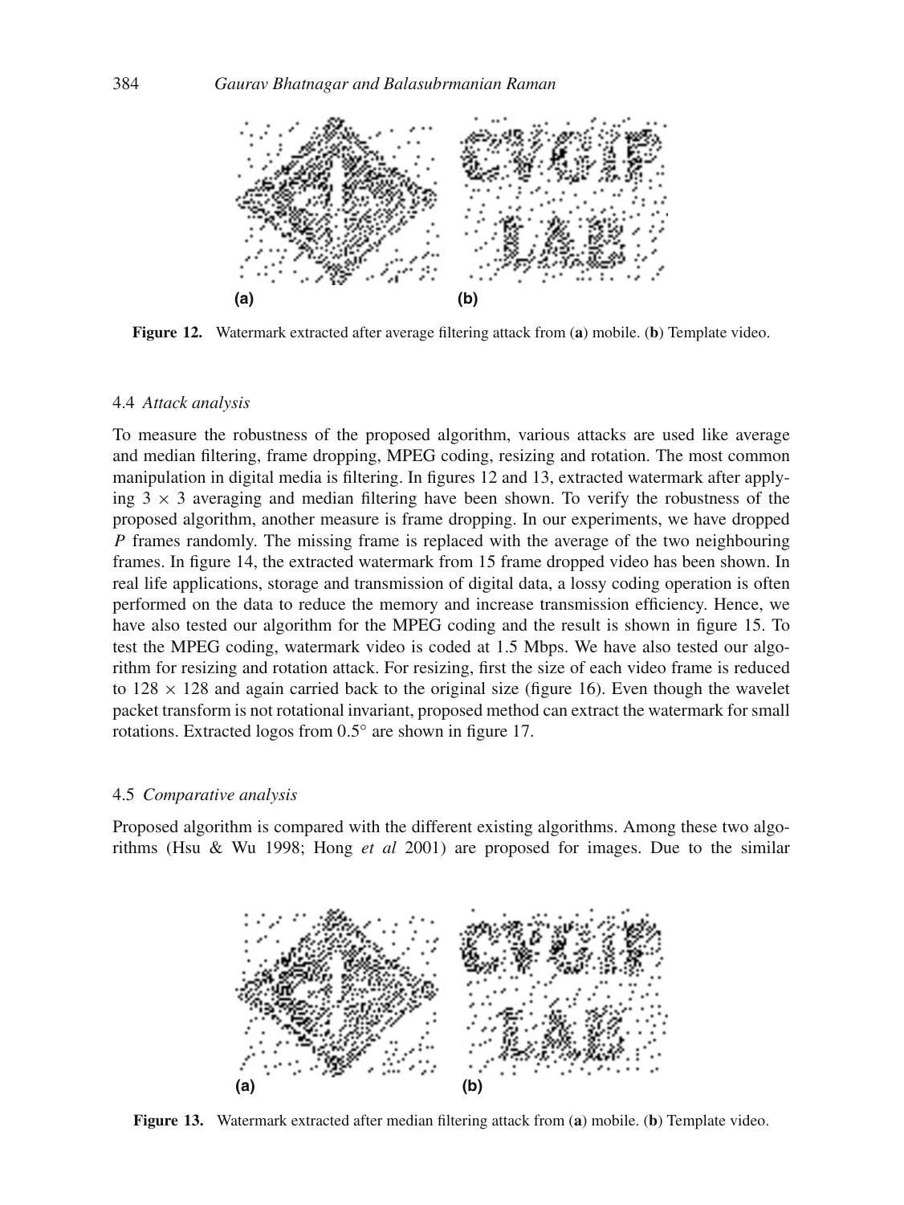Figure 12. Watermark extracted after average filtering attack from (**a**) mobile. (**b**) Template video.

### 4.4 *Attack analysis*

To measure the robustness of the proposed algorithm, various attacks are used like average and median filtering, frame dropping, MPEG coding, resizing and rotation. The most common manipulation in digital media is filtering. In figures 12 and 13, extracted watermark after applying $3 \times 3$ averaging and median filtering have been shown. To verify the robustness of the proposed algorithm, another measure is frame dropping. In our experiments, we have dropped $P$ frames randomly. The missing frame is replaced with the average of the two neighbouring frames. In figure 14, the extracted watermark from 15 frame dropped video has been shown. In real life applications, storage and transmission of digital data, a lossy coding operation is often performed on the data to reduce the memory and increase transmission efficiency. Hence, we have also tested our algorithm for the MPEG coding and the result is shown in figure 15. To test the MPEG coding, watermark video is coded at 1.5 Mbps. We have also tested our algorithm for resizing and rotation attack. For resizing, first the size of each video frame is reduced to $128 \times 128$ and again carried back to the original size (figure 16). Even though the wavelet packet transform is not rotational invariant, proposed method can extract the watermark for small rotations. Extracted logos from $0.5^{\circ}$ are shown in figure 17.

### 4.5 *Comparative analysis*

Proposed algorithm is compared with the different existing algorithms. Among these two algorithms (Hsu & Wu 1998; Hong *et al* 2001) are proposed for images. Due to the similar

Figure 13. Watermark extracted after median filtering attack from (**a**) mobile. (**b**) Template video.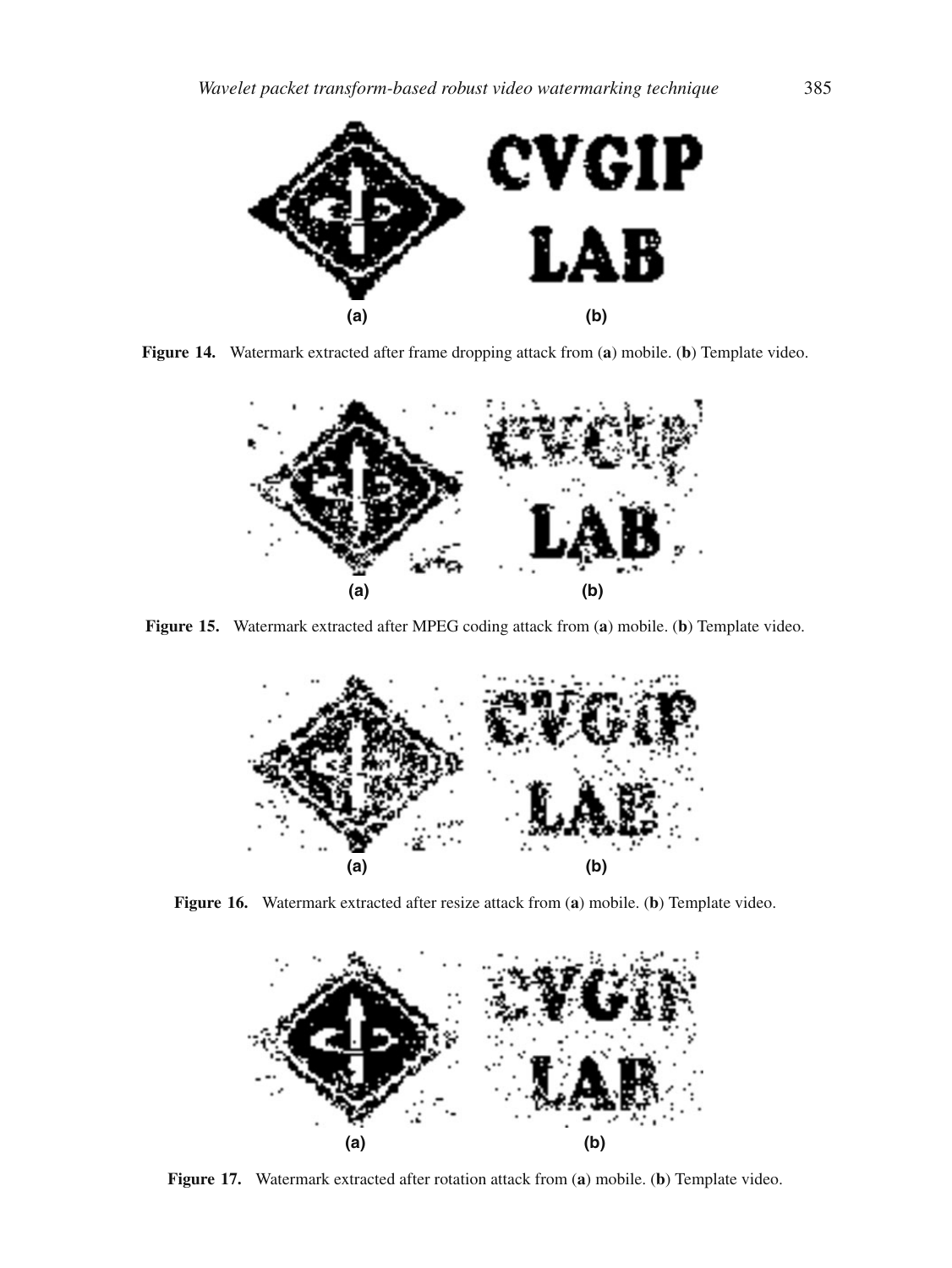(a) (b)

**Figure 14.** Watermark extracted after frame dropping attack from (**a**) mobile. (**b**) Template video.

(a) (b)

**Figure 15.** Watermark extracted after MPEG coding attack from (**a**) mobile. (**b**) Template video.

(a) (b)

**Figure 16.** Watermark extracted after resize attack from (**a**) mobile. (**b**) Template video.

(a) (b)

**Figure 17.** Watermark extracted after rotation attack from (**a**) mobile. (**b**) Template video.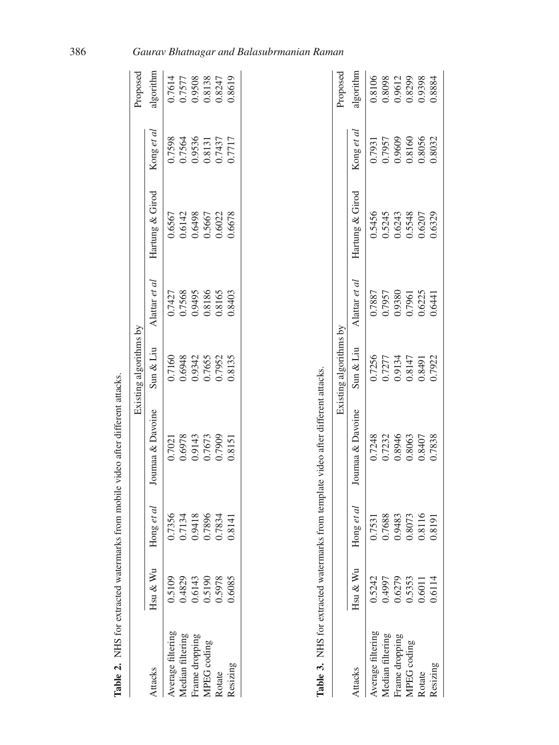**Table 2.** NHS for extracted watermarks from mobile video after different attacks.

| Attacks | Existing algorithms by | | | | | | | Proposed algorithm |
|---|---|---|---|---|---|---|---|---|
| | Hsu & Wu | Hong *et al* | Joumaa & Davoine | Sun & Liu | Alattar *et al* | Hartung & Girod | Kong *et al* | |
| Average filtering | 0.5109 | 0.7356 | 0.7021 | 0.7160 | 0.7427 | 0.6567 | 0.7598 | 0.7614 |
| Median filtering | 0.4829 | 0.7134 | 0.6978 | 0.6948 | 0.7568 | 0.6142 | 0.7564 | 0.7577 |
| Frame dropping | 0.6143 | 0.9418 | 0.9143 | 0.9342 | 0.9495 | 0.6498 | 0.9536 | 0.9508 |
| MPEG coding | 0.5190 | 0.7896 | 0.7673 | 0.7655 | 0.8186 | 0.5667 | 0.8131 | 0.8138 |
| Rotate | 0.5978 | 0.7834 | 0.7909 | 0.7952 | 0.8165 | 0.6022 | 0.7437 | 0.8247 |
| Resizing | 0.6085 | 0.8141 | 0.8151 | 0.8135 | 0.8403 | 0.6678 | 0.7717 | 0.8619 |

**Table 3.** NHS for extracted watermarks from template video after different attacks.

| Attacks | Existing algorithms by | | | | | | | Proposed algorithm |
|---|---|---|---|---|---|---|---|---|
| | Hsu & Wu | Hong *et al* | Joumaa & Davoine | Sun & Liu | Alattar *et al* | Hartung & Girod | Kong *et al* | |
| Average filtering | 0.5242 | 0.7531 | 0.7248 | 0.7256 | 0.7887 | 0.5456 | 0.7931 | 0.8106 |
| Median filtering | 0.4997 | 0.7688 | 0.7232 | 0.7277 | 0.7957 | 0.5245 | 0.7957 | 0.8098 |
| Frame dropping | 0.6279 | 0.9483 | 0.8946 | 0.9134 | 0.9380 | 0.6243 | 0.9609 | 0.9612 |
| MPEG coding | 0.5353 | 0.8073 | 0.8063 | 0.8147 | 0.7961 | 0.5548 | 0.8160 | 0.8299 |
| Rotate | 0.6011 | 0.8116 | 0.8407 | 0.8491 | 0.6225 | 0.6207 | 0.8056 | 0.9398 |
| Resizing | 0.6114 | 0.8191 | 0.7838 | 0.7922 | 0.6441 | 0.6329 | 0.8032 | 0.8884 |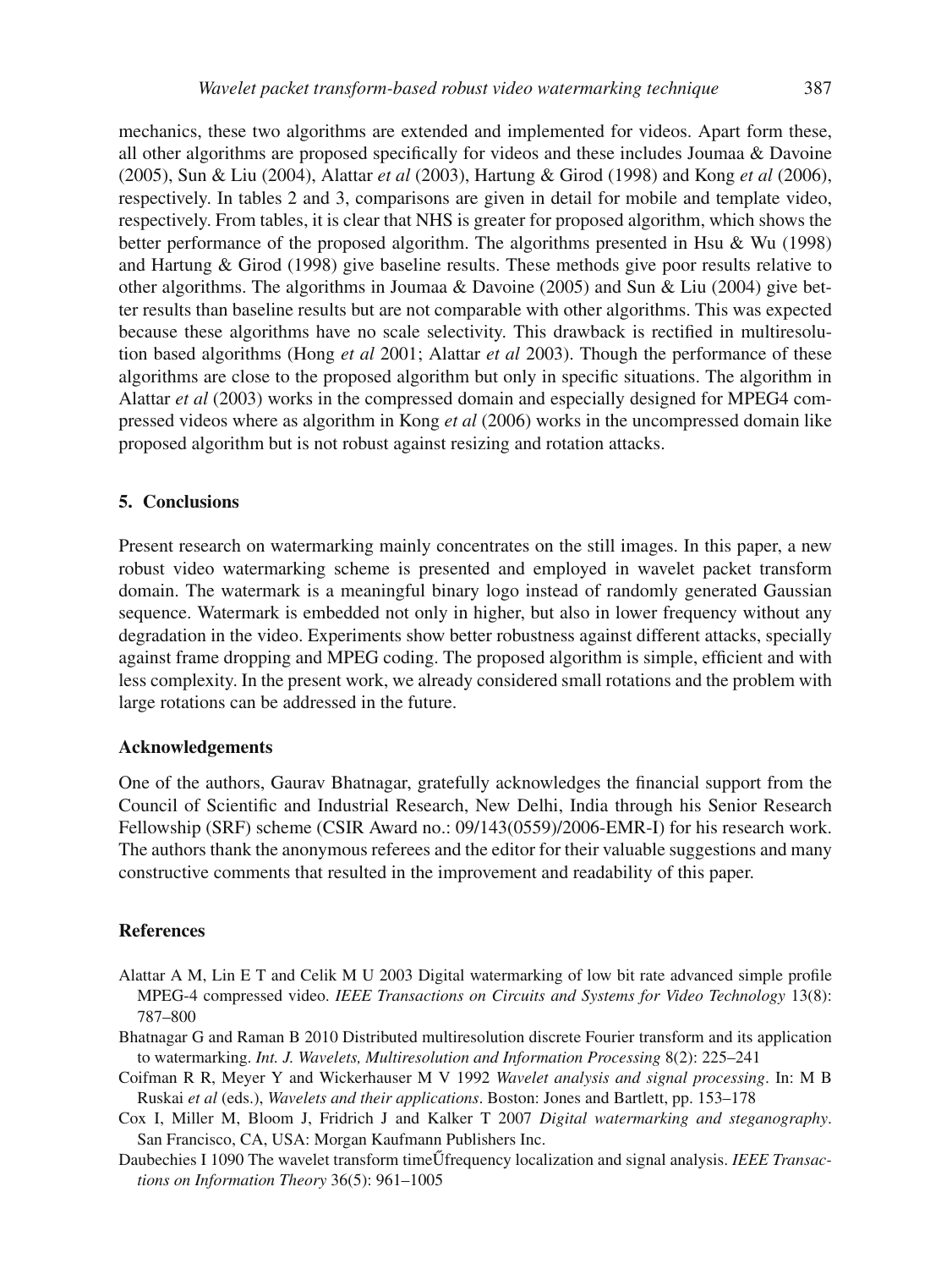mechanics, these two algorithms are extended and implemented for videos. Apart form these, all other algorithms are proposed specifically for videos and these includes Joumaa & Davoine (2005), Sun & Liu (2004), Alattar *et al* (2003), Hartung & Girod (1998) and Kong *et al* (2006), respectively. In tables 2 and 3, comparisons are given in detail for mobile and template video, respectively. From tables, it is clear that NHS is greater for proposed algorithm, which shows the better performance of the proposed algorithm. The algorithms presented in Hsu & Wu (1998) and Hartung & Girod (1998) give baseline results. These methods give poor results relative to other algorithms. The algorithms in Joumaa & Davoine (2005) and Sun & Liu (2004) give better results than baseline results but are not comparable with other algorithms. This was expected because these algorithms have no scale selectivity. This drawback is rectified in multiresolution based algorithms (Hong *et al* 2001; Alattar *et al* 2003). Though the performance of these algorithms are close to the proposed algorithm but only in specific situations. The algorithm in Alattar *et al* (2003) works in the compressed domain and especially designed for MPEG4 compressed videos where as algorithm in Kong *et al* (2006) works in the uncompressed domain like proposed algorithm but is not robust against resizing and rotation attacks.

## 5. Conclusions

Present research on watermarking mainly concentrates on the still images. In this paper, a new robust video watermarking scheme is presented and employed in wavelet packet transform domain. The watermark is a meaningful binary logo instead of randomly generated Gaussian sequence. Watermark is embedded not only in higher, but also in lower frequency without any degradation in the video. Experiments show better robustness against different attacks, specially against frame dropping and MPEG coding. The proposed algorithm is simple, efficient and with less complexity. In the present work, we already considered small rotations and the problem with large rotations can be addressed in the future.

### Acknowledgements

One of the authors, Gaurav Bhatnagar, gratefully acknowledges the financial support from the Council of Scientific and Industrial Research, New Delhi, India through his Senior Research Fellowship (SRF) scheme (CSIR Award no.: 09/143(0559)/2006-EMR-I) for his research work. The authors thank the anonymous referees and the editor for their valuable suggestions and many constructive comments that resulted in the improvement and readability of this paper.

### References

Alattar A M, Lin E T and Celik M U 2003 Digital watermarking of low bit rate advanced simple profile MPEG-4 compressed video. *IEEE Transactions on Circuits and Systems for Video Technology* 13(8): 787–800

Bhatnagar G and Raman B 2010 Distributed multiresolution discrete Fourier transform and its application to watermarking. *Int. J. Wavelets, Multiresolution and Information Processing* 8(2): 225–241

Coifman R R, Meyer Y and Wickerhauser M V 1992 *Wavelet analysis and signal processing*. In: M B Ruskai *et al* (eds.), *Wavelets and their applications*. Boston: Jones and Bartlett, pp. 153–178

Cox I, Miller M, Bloom J, Fridrich J and Kalker T 2007 *Digital watermarking and steganography*. San Francisco, CA, USA: Morgan Kaufmann Publishers Inc.

Daubechies I 1090 The wavelet transform timeŰfrequency localization and signal analysis. *IEEE Transactions on Information Theory* 36(5): 961–1005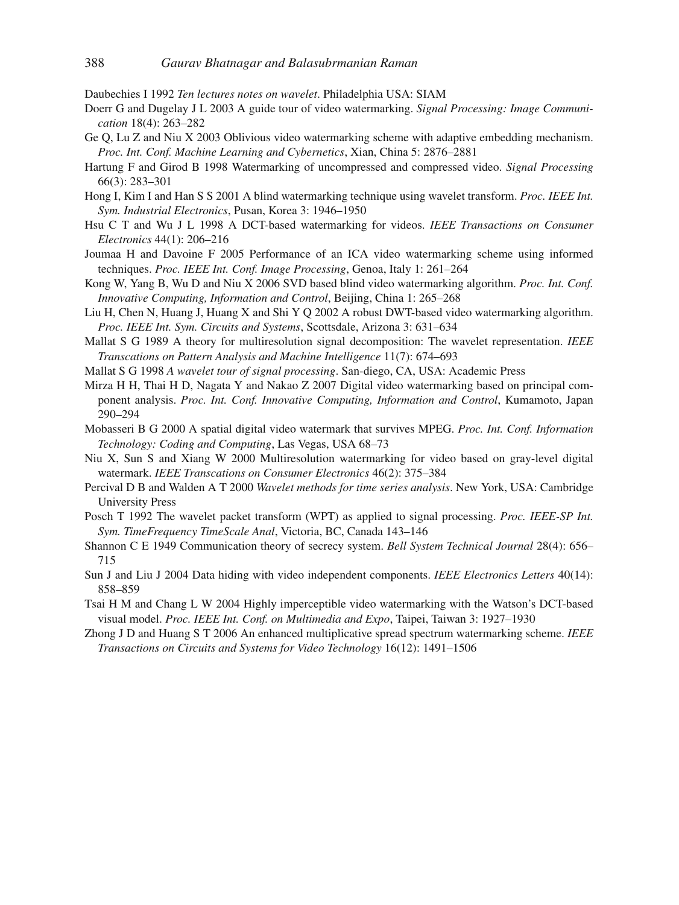Daubechies I 1992 *Ten lectures notes on wavelet*. Philadelphia USA: SIAM

Doerr G and Dugelay J L 2003 A guide tour of video watermarking. *Signal Processing: Image Communication* 18(4): 263–282

Ge Q, Lu Z and Niu X 2003 Oblivious video watermarking scheme with adaptive embedding mechanism. *Proc. Int. Conf. Machine Learning and Cybernetics*, Xian, China 5: 2876–2881

Hartung F and Girod B 1998 Watermarking of uncompressed and compressed video. *Signal Processing* 66(3): 283–301

Hong I, Kim I and Han S S 2001 A blind watermarking technique using wavelet transform. *Proc. IEEE Int. Sym. Industrial Electronics*, Pusan, Korea 3: 1946–1950

Hsu C T and Wu J L 1998 A DCT-based watermarking for videos. *IEEE Transactions on Consumer Electronics* 44(1): 206–216

Joumaa H and Davoine F 2005 Performance of an ICA video watermarking scheme using informed techniques. *Proc. IEEE Int. Conf. Image Processing*, Genoa, Italy 1: 261–264

Kong W, Yang B, Wu D and Niu X 2006 SVD based blind video watermarking algorithm. *Proc. Int. Conf. Innovative Computing, Information and Control*, Beijing, China 1: 265–268

Liu H, Chen N, Huang J, Huang X and Shi Y Q 2002 A robust DWT-based video watermarking algorithm. *Proc. IEEE Int. Sym. Circuits and Systems*, Scottsdale, Arizona 3: 631–634

Mallat S G 1989 A theory for multiresolution signal decomposition: The wavelet representation. *IEEE Transcations on Pattern Analysis and Machine Intelligence* 11(7): 674–693

Mallat S G 1998 *A wavelet tour of signal processing*. San-diego, CA, USA: Academic Press

Mirza H H, Thai H D, Nagata Y and Nakao Z 2007 Digital video watermarking based on principal component analysis. *Proc. Int. Conf. Innovative Computing, Information and Control*, Kumamoto, Japan 290–294

Mobasseri B G 2000 A spatial digital video watermark that survives MPEG. *Proc. Int. Conf. Information Technology: Coding and Computing*, Las Vegas, USA 68–73

Niu X, Sun S and Xiang W 2000 Multiresolution watermarking for video based on gray-level digital watermark. *IEEE Transcations on Consumer Electronics* 46(2): 375–384

Percival D B and Walden A T 2000 *Wavelet methods for time series analysis*. New York, USA: Cambridge University Press

Posch T 1992 The wavelet packet transform (WPT) as applied to signal processing. *Proc. IEEE-SP Int. Sym. TimeFrequency TimeScale Anal*, Victoria, BC, Canada 143–146

Shannon C E 1949 Communication theory of secrecy system. *Bell System Technical Journal* 28(4): 656–715

Sun J and Liu J 2004 Data hiding with video independent components. *IEEE Electronics Letters* 40(14): 858–859

Tsai H M and Chang L W 2004 Highly imperceptible video watermarking with the Watson's DCT-based visual model. *Proc. IEEE Int. Conf. on Multimedia and Expo*, Taipei, Taiwan 3: 1927–1930

Zhong J D and Huang S T 2006 An enhanced multiplicative spread spectrum watermarking scheme. *IEEE Transactions on Circuits and Systems for Video Technology* 16(12): 1491–1506